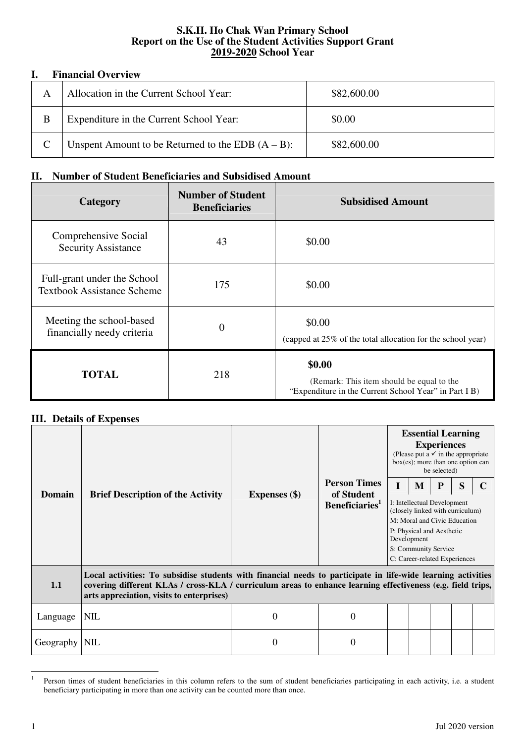# S.K.H. Ho Chak Wan Primary School
# Report on the Use of the Student Activities Support Grant
# 2019-2020 School Year

## I. Financial Overview

| | | |
|---|---|---|
| A | Allocation in the Current School Year: | $82,600.00 |
| B | Expenditure in the Current School Year: | $0.00 |
| C | Unspent Amount to be Returned to the EDB (A – B): | $82,600.00 |

## II. Number of Student Beneficiaries and Subsidised Amount

| Category | Number of Student Beneficiaries | Subsidised Amount |
|---|---|---|
| Comprehensive Social Security Assistance | 43 | $0.00 |
| Full-grant under the School Textbook Assistance Scheme | 175 | $0.00 |
| Meeting the school-based financially needy criteria | 0 | $0.00 (capped at 25% of the total allocation for the school year) |
| **TOTAL** | 218 | **$0.00** (Remark: This item should be equal to the "Expenditure in the Current School Year" in Part I B) |

## III. Details of Expenses

| Domain | Brief Description of the Activity | Expenses ($) | Person Times of Student Beneficiaries[1] | Essential Learning Experiences (Please put a ✓ in the appropriate box(es); more than one option can be selected) | | | | |
|---|---|---|---|---|---|---|---|---|
| | | | | I | M | P | S | C |
| | | | | I: Intellectual Development (closely linked with curriculum); M: Moral and Civic Education; P: Physical and Aesthetic Development; S: Community Service; C: Career-related Experiences | | | | |
| **1.1** | **Local activities: To subsidise students with financial needs to participate in life-wide learning activities covering different KLAs / cross-KLA / curriculum areas to enhance learning effectiveness (e.g. field trips, arts appreciation, visits to enterprises)** | | | | | | | |
| Language | NIL | 0 | 0 | | | | | |
| Geography | NIL | 0 | 0 | | | | | |

[1] Person times of student beneficiaries in this column refers to the sum of student beneficiaries participating in each activity, i.e. a student beneficiary participating in more than one activity can be counted more than once.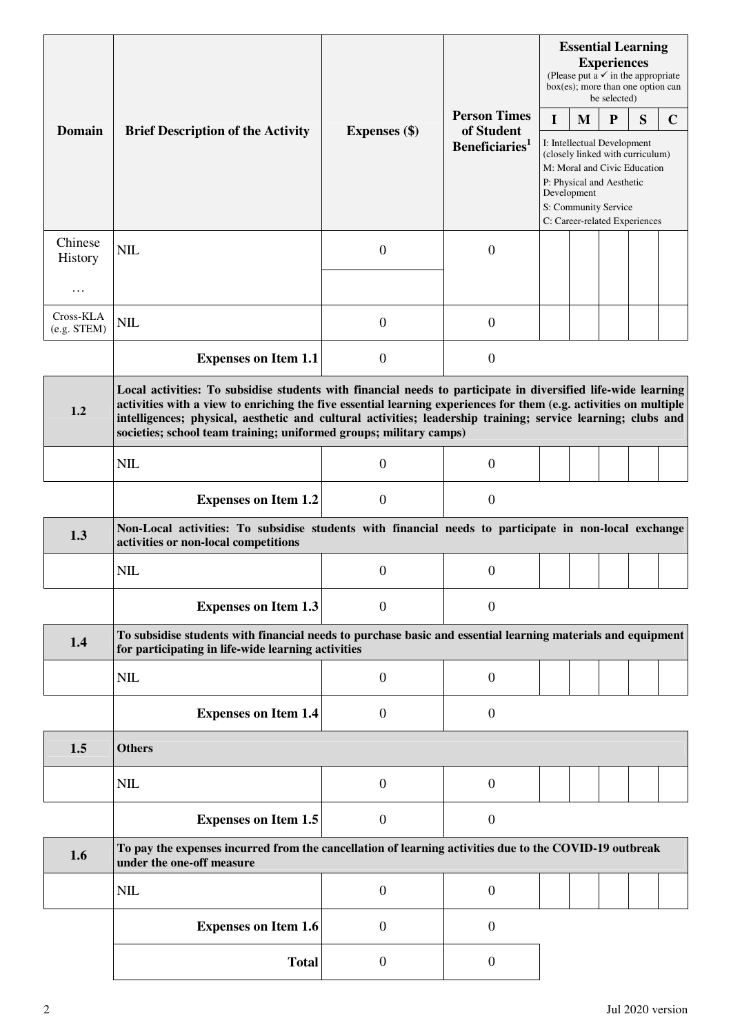| Domain | Brief Description of the Activity | Expenses ($) | Person Times of Student Beneficiaries[1] | Essential Learning Experiences (Please put a ✓ in the appropriate box(es); more than one option can be selected) | | | | |
|---|---|---|---|---|---|---|---|---|
| | | | | I | M | P | S | C |
| | | | | I: Intellectual Development (closely linked with curriculum) M: Moral and Civic Education P: Physical and Aesthetic Development S: Community Service C: Career-related Experiences | | | | |
| Chinese History | NIL | 0 | 0 | | | | | |
| … | | | | | | | | |
| Cross-KLA (e.g. STEM) | NIL | 0 | 0 | | | | | |
| | **Expenses on Item 1.1** | 0 | 0 | | | | | |
| **1.2** | **Local activities: To subsidise students with financial needs to participate in diversified life-wide learning activities with a view to enriching the five essential learning experiences for them (e.g. activities on multiple intelligences; physical, aesthetic and cultural activities; leadership training; service learning; clubs and societies; school team training; uniformed groups; military camps)** | | | | | | | |
| | NIL | 0 | 0 | | | | | |
| | **Expenses on Item 1.2** | 0 | 0 | | | | | |
| **1.3** | **Non-Local activities: To subsidise students with financial needs to participate in non-local exchange activities or non-local competitions** | | | | | | | |
| | NIL | 0 | 0 | | | | | |
| | **Expenses on Item 1.3** | 0 | 0 | | | | | |
| **1.4** | **To subsidise students with financial needs to purchase basic and essential learning materials and equipment for participating in life-wide learning activities** | | | | | | | |
| | NIL | 0 | 0 | | | | | |
| | **Expenses on Item 1.4** | 0 | 0 | | | | | |
| **1.5** | **Others** | | | | | | | |
| | NIL | 0 | 0 | | | | | |
| | **Expenses on Item 1.5** | 0 | 0 | | | | | |
| **1.6** | **To pay the expenses incurred from the cancellation of learning activities due to the COVID-19 outbreak under the one-off measure** | | | | | | | |
| | NIL | 0 | 0 | | | | | |
| | **Expenses on Item 1.6** | 0 | 0 | | | | | |
| | **Total** | 0 | 0 | | | | | |

Jul 2020 version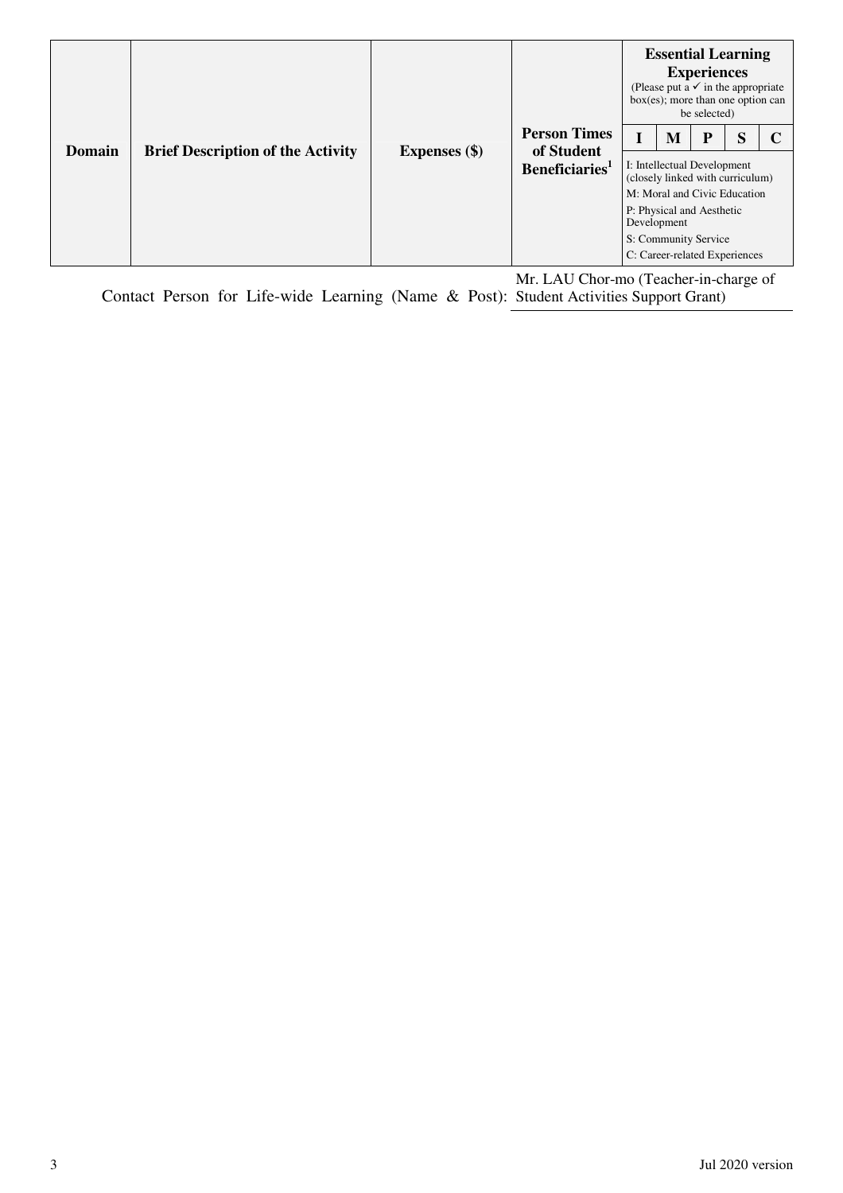| Domain | Brief Description of the Activity | Expenses ($) | Person Times of Student Beneficiaries[1] | Essential Learning Experiences (Please put a ✓ in the appropriate box(es); more than one option can be selected) | | | | |
|---|---|---|---|---|---|---|---|---|
| | | | | I | M | P | S | C |
| | | | | I: Intellectual Development (closely linked with curriculum)<br>M: Moral and Civic Education<br>P: Physical and Aesthetic Development<br>S: Community Service<br>C: Career-related Experiences | | | | |

Contact Person for Life-wide Learning (Name & Post): Mr. LAU Chor-mo (Teacher-in-charge of Student Activities Support Grant)